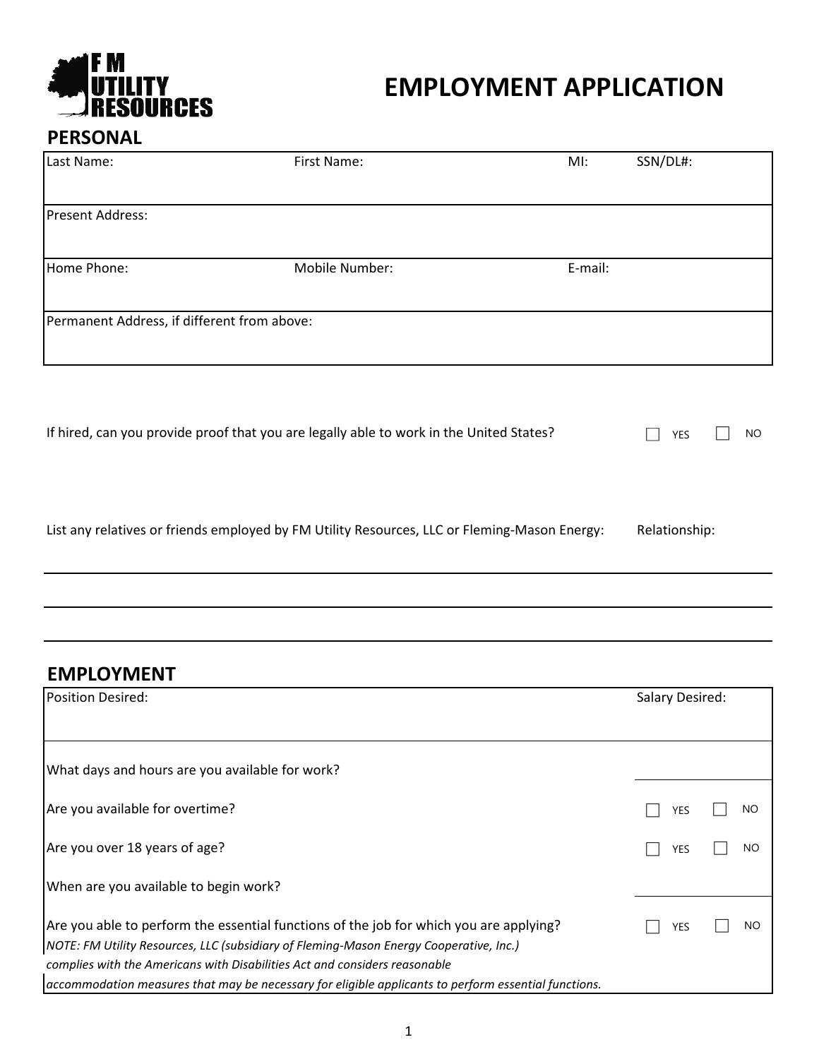**F M UTILITY RESOURCES**

# EMPLOYMENT APPLICATION

## PERSONAL

| Last Name: | First Name: | MI: | SSN/DL#: |
|---|---|---|---|
| Present Address: | | | |
| Home Phone: | Mobile Number: | E-mail: | |
| Permanent Address, if different from above: | | | |

If hired, can you provide proof that you are legally able to work in the United States? ☐ YES ☐ NO

List any relatives or friends employed by FM Utility Resources, LLC or Fleming-Mason Energy: Relationship:

## EMPLOYMENT

| Position Desired: | Salary Desired: |
|---|---|
| What days and hours are you available for work? | |
| Are you available for overtime? | ☐ YES ☐ NO |
| Are you over 18 years of age? | ☐ YES ☐ NO |
| When are you available to begin work? | |
| Are you able to perform the essential functions of the job for which you are applying? | ☐ YES ☐ NO |

*NOTE: FM Utility Resources, LLC (subsidiary of Fleming-Mason Energy Cooperative, Inc.) complies with the Americans with Disabilities Act and considers reasonable accommodation measures that may be necessary for eligible applicants to perform essential functions.*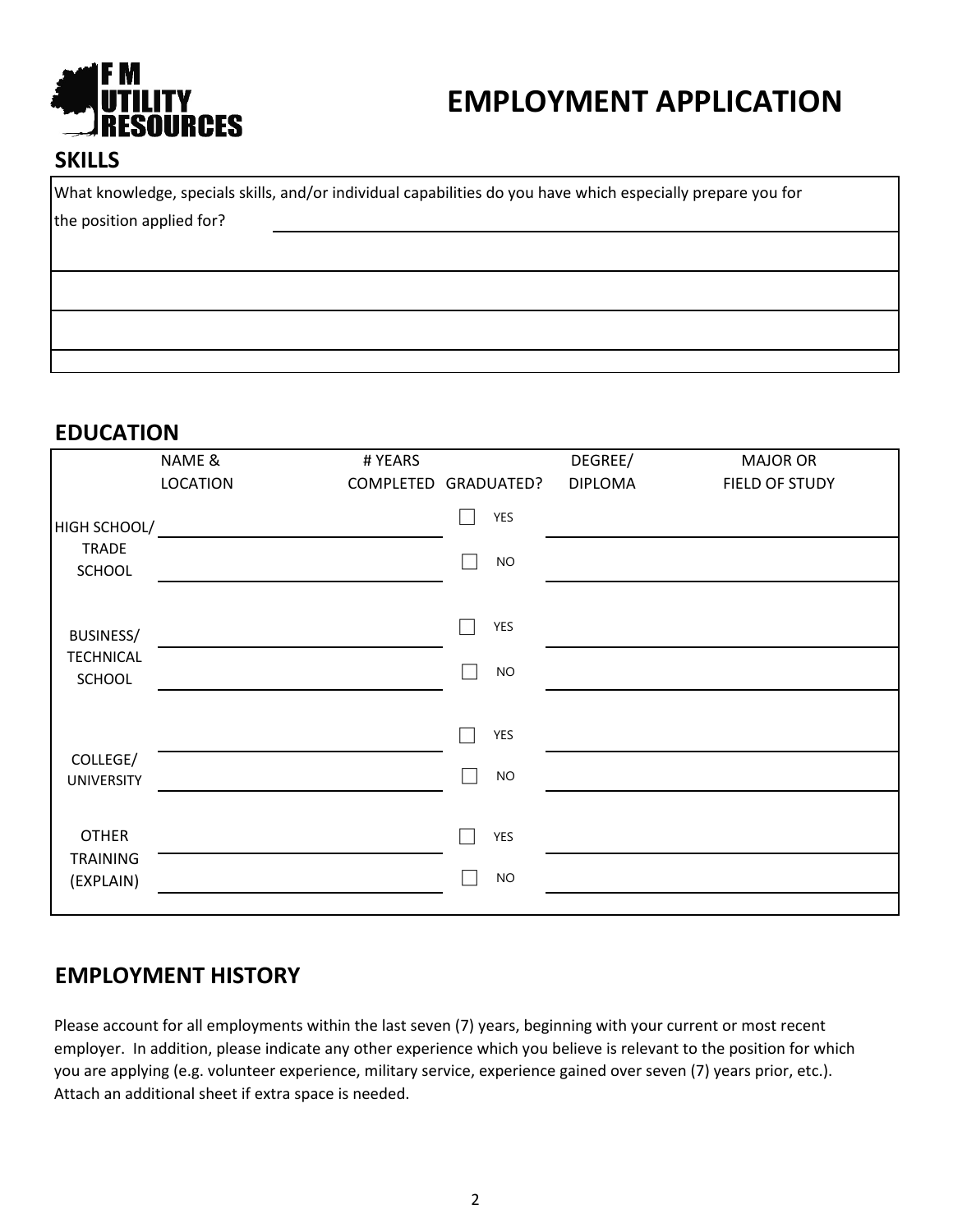F M UTILITY RESOURCES

# EMPLOYMENT APPLICATION

## SKILLS

What knowledge, specials skills, and/or individual capabilities do you have which especially prepare you for the position applied for?

## EDUCATION

| | NAME & LOCATION | # YEARS COMPLETED | GRADUATED? | DEGREE/ DIPLOMA | MAJOR OR FIELD OF STUDY |
|---|---|---|---|---|---|
| HIGH SCHOOL/ TRADE SCHOOL | | | ☐ YES ☐ NO | | |
| BUSINESS/ TECHNICAL SCHOOL | | | ☐ YES ☐ NO | | |
| COLLEGE/ UNIVERSITY | | | ☐ YES ☐ NO | | |
| OTHER TRAINING (EXPLAIN) | | | ☐ YES ☐ NO | | |

## EMPLOYMENT HISTORY

Please account for all employments within the last seven (7) years, beginning with your current or most recent employer. In addition, please indicate any other experience which you believe is relevant to the position for which you are applying (e.g. volunteer experience, military service, experience gained over seven (7) years prior, etc.). Attach an additional sheet if extra space is needed.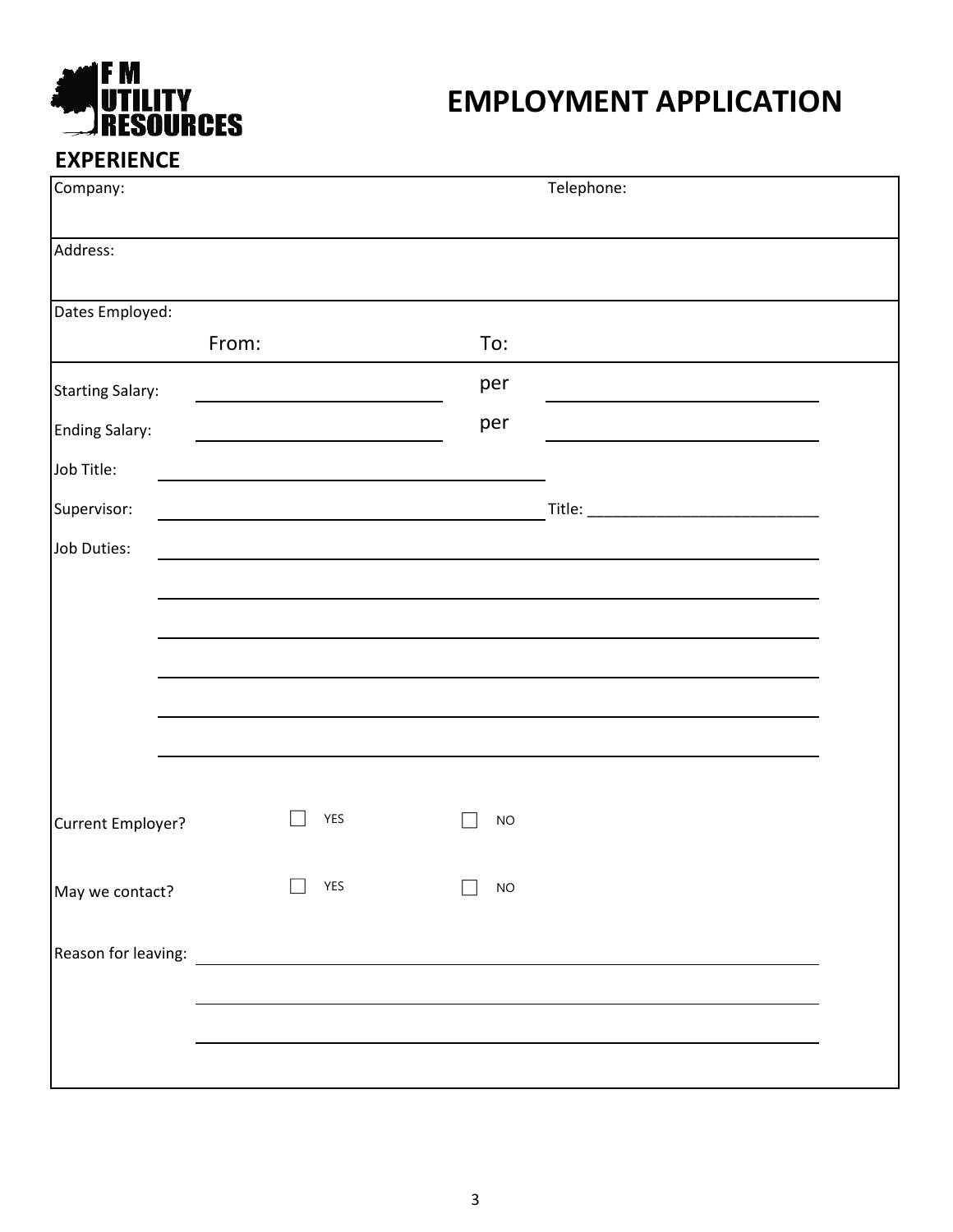# EMPLOYMENT APPLICATION

F M UTILITY RESOURCES

## EXPERIENCE

| Company: | Telephone: |
|---|---|
| Address: | |
| Dates Employed: From: | To: |

Starting Salary: ____________________ per ____________________

Ending Salary: ____________________ per ____________________

Job Title: ____________________

Supervisor: ____________________ Title: ____________________

Job Duties: ____________________

____________________

____________________

____________________

____________________

____________________

Current Employer? ☐ YES ☐ NO

May we contact? ☐ YES ☐ NO

Reason for leaving: ____________________

____________________

____________________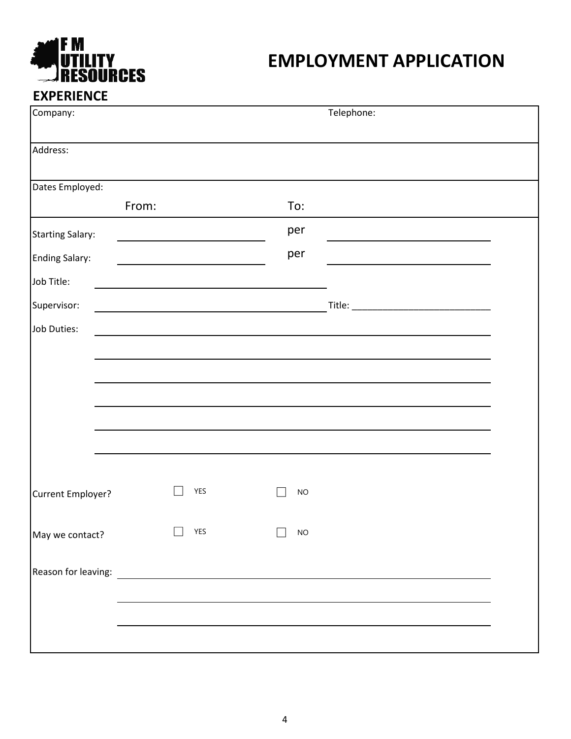# EMPLOYMENT APPLICATION

## EXPERIENCE

Company: Telephone:

Address:

Dates Employed:

From: To:

Starting Salary: ______________________ per ______________________

Ending Salary: ______________________ per ______________________

Job Title: ______________________________________

Supervisor: ______________________________________ Title: ___________________________

Job Duties: ____________________________________________________________

____________________________________________________________

____________________________________________________________

____________________________________________________________

____________________________________________________________

____________________________________________________________

Current Employer? ☐ YES ☐ NO

May we contact? ☐ YES ☐ NO

Reason for leaving: ____________________________________________________________

____________________________________________________________

____________________________________________________________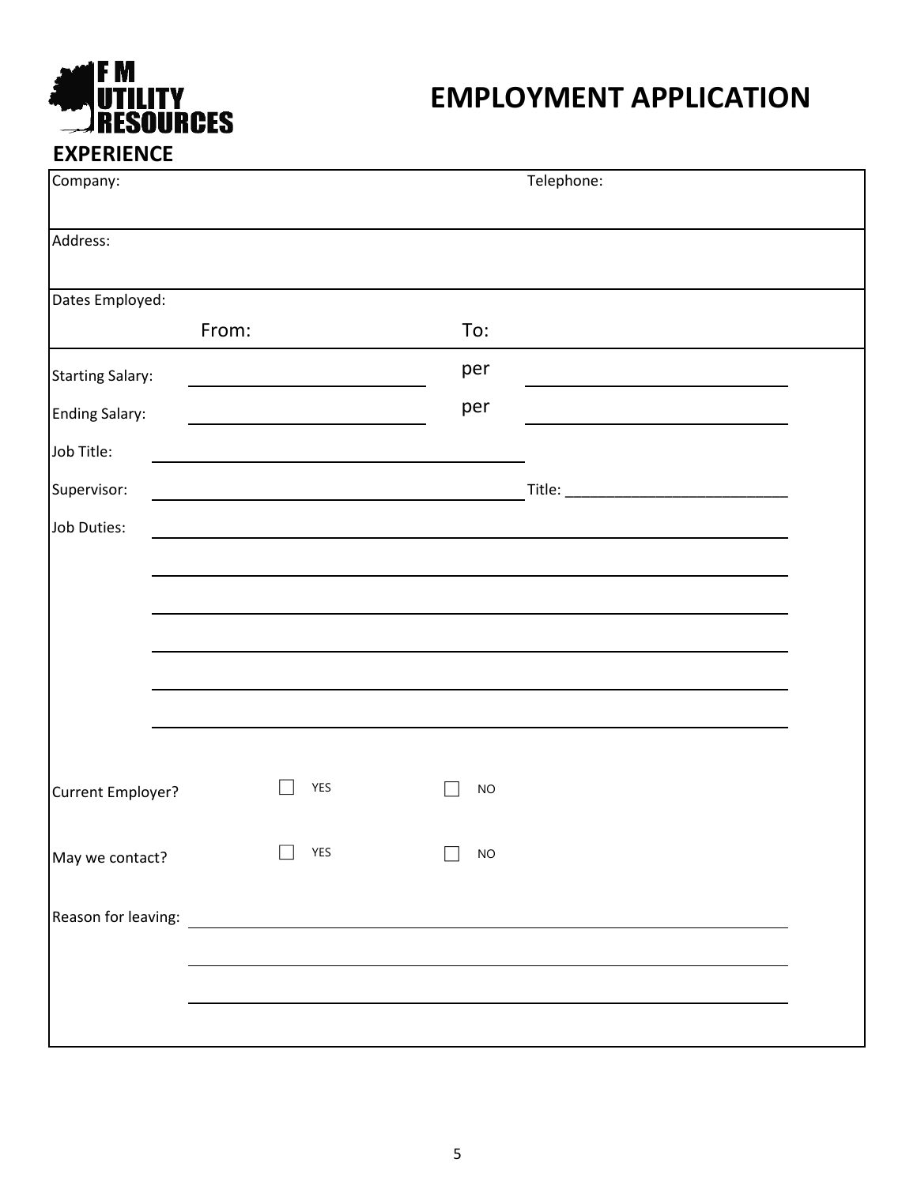F M UTILITY RESOURCES

# EMPLOYMENT APPLICATION

## EXPERIENCE

Company: Telephone:

Address:

Dates Employed:

From: To:

Starting Salary: ____________________ per ____________________

Ending Salary: ____________________ per ____________________

Job Title: ______________________________

Supervisor: ______________________________ Title: ___________________________

Job Duties: ____________________________________________________________

____________________________________________________________

____________________________________________________________

____________________________________________________________

____________________________________________________________

____________________________________________________________

Current Employer? ☐ YES ☐ NO

May we contact? ☐ YES ☐ NO

Reason for leaving: ____________________________________________________________

____________________________________________________________

____________________________________________________________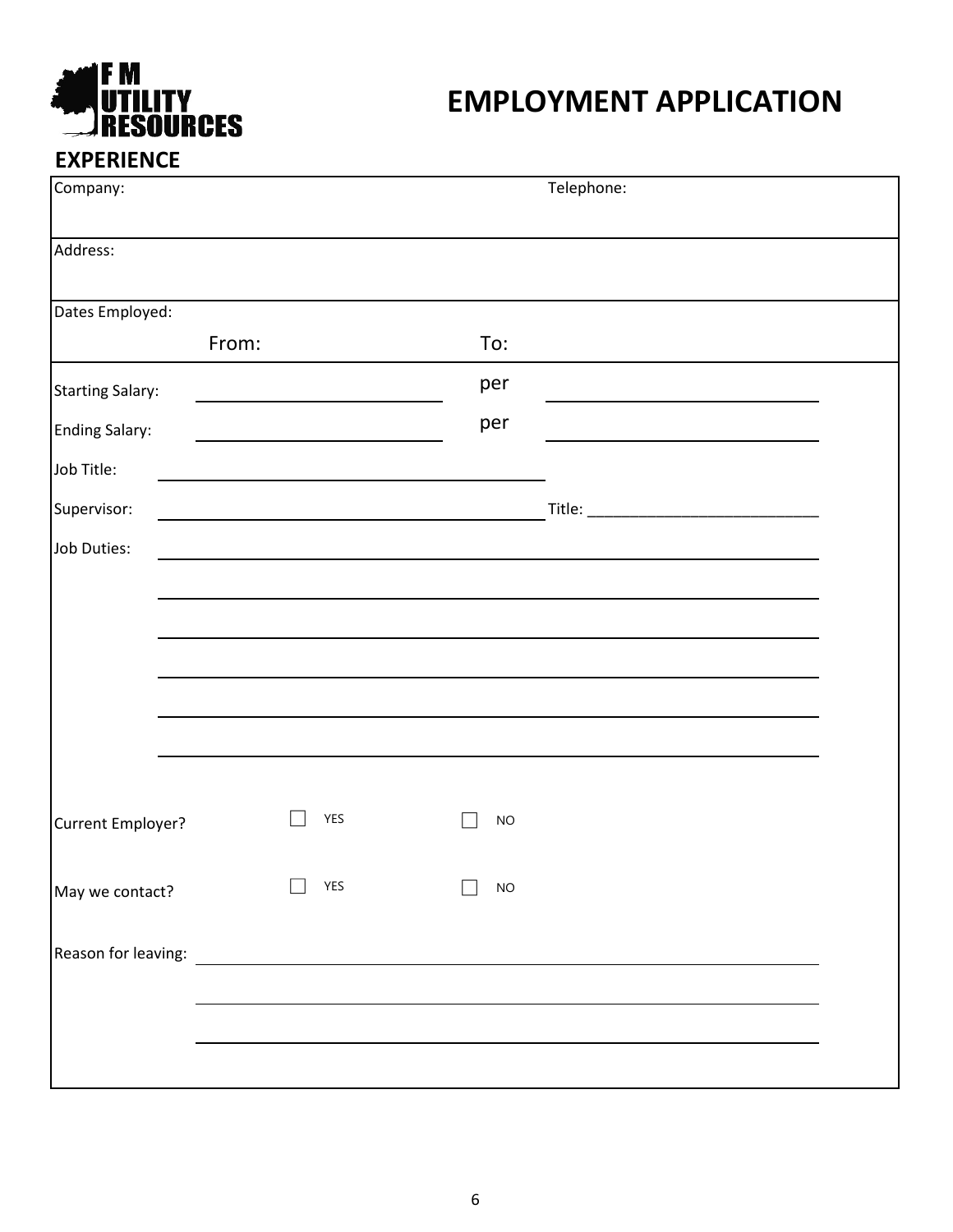F M UTILITY RESOURCES

# EMPLOYMENT APPLICATION

## EXPERIENCE

Company: Telephone:

Address:

Dates Employed:

From: To:

Starting Salary: ____________________ per ____________________

Ending Salary: ____________________ per ____________________

Job Title: ______________________________

Supervisor: ______________________________ Title: ______________________________

Job Duties: ______________________________________________________________

______________________________________________________________

______________________________________________________________

______________________________________________________________

______________________________________________________________

______________________________________________________________

Current Employer? ☐ YES ☐ NO

May we contact? ☐ YES ☐ NO

Reason for leaving: ______________________________________________________________

______________________________________________________________

______________________________________________________________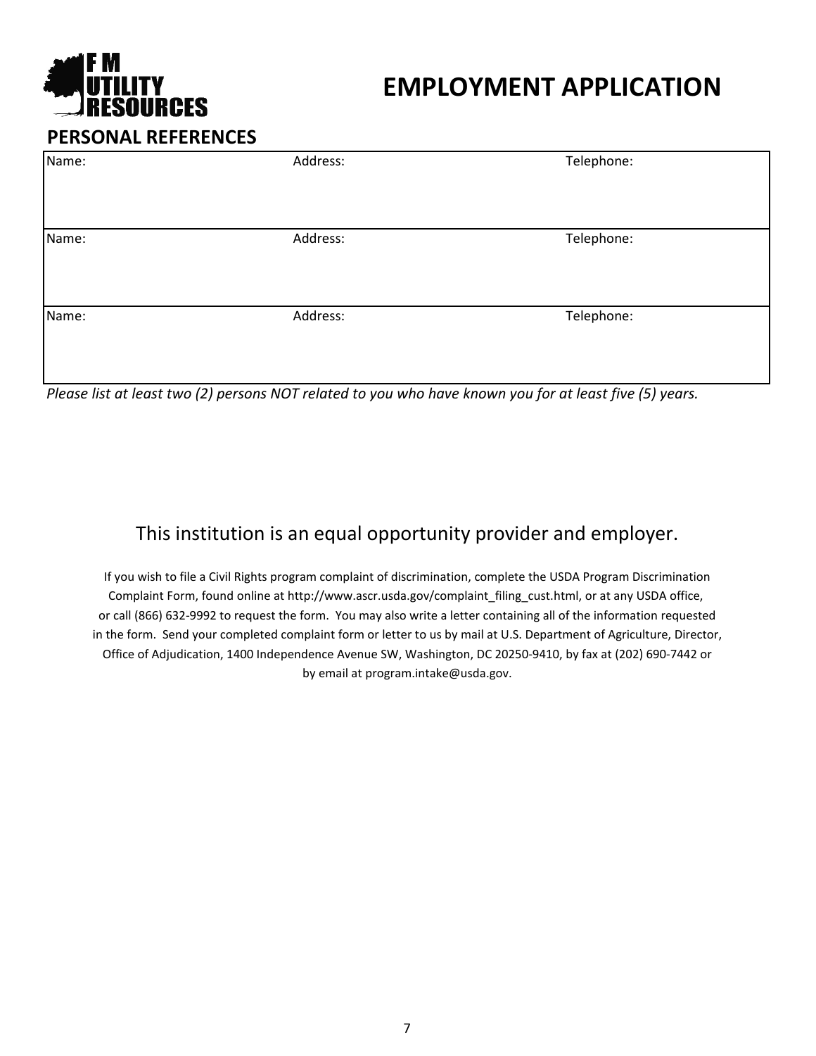F M UTILITY RESOURCES

# EMPLOYMENT APPLICATION

## PERSONAL REFERENCES

| Name: | Address: | Telephone: |
| --- | --- | --- |
| Name: | Address: | Telephone: |
| Name: | Address: | Telephone: |

*Please list at least two (2) persons NOT related to you who have known you for at least five (5) years.*

This institution is an equal opportunity provider and employer.

If you wish to file a Civil Rights program complaint of discrimination, complete the USDA Program Discrimination Complaint Form, found online at http://www.ascr.usda.gov/complaint_filing_cust.html, or at any USDA office, or call (866) 632-9992 to request the form. You may also write a letter containing all of the information requested in the form. Send your completed complaint form or letter to us by mail at U.S. Department of Agriculture, Director, Office of Adjudication, 1400 Independence Avenue SW, Washington, DC 20250-9410, by fax at (202) 690-7442 or by email at program.intake@usda.gov.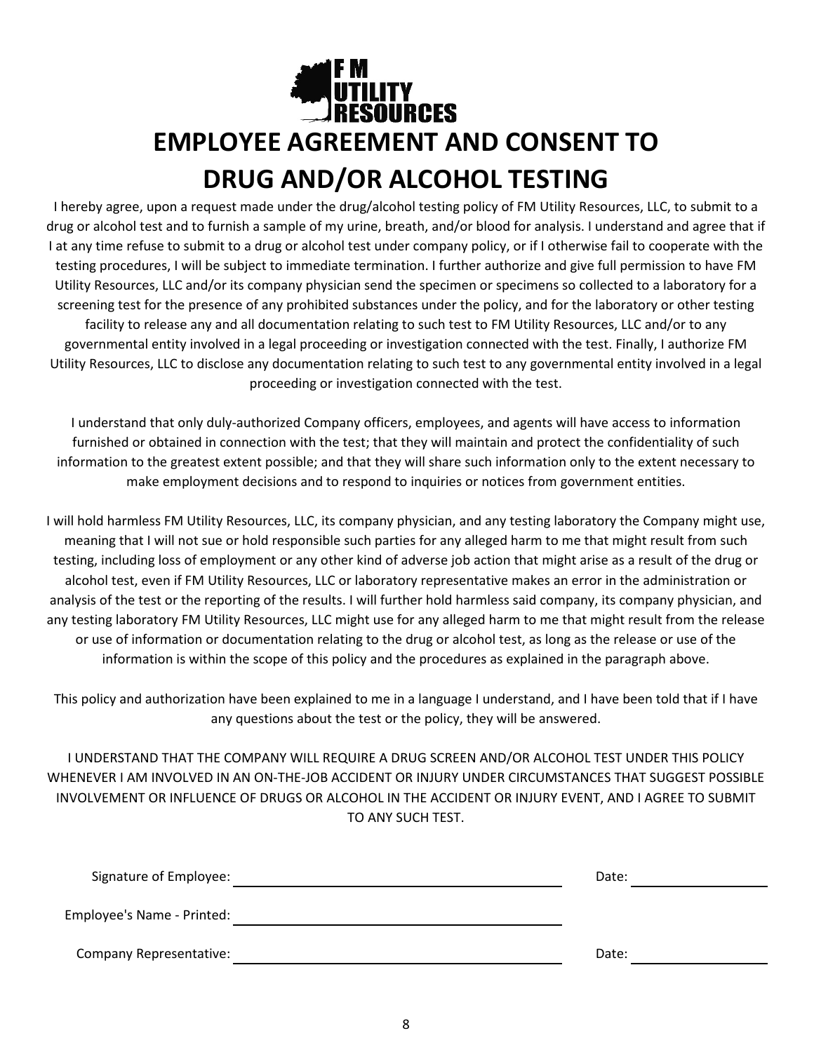F M
UTILITY
RESOURCES

# EMPLOYEE AGREEMENT AND CONSENT TO DRUG AND/OR ALCOHOL TESTING

I hereby agree, upon a request made under the drug/alcohol testing policy of FM Utility Resources, LLC, to submit to a drug or alcohol test and to furnish a sample of my urine, breath, and/or blood for analysis. I understand and agree that if I at any time refuse to submit to a drug or alcohol test under company policy, or if I otherwise fail to cooperate with the testing procedures, I will be subject to immediate termination. I further authorize and give full permission to have FM Utility Resources, LLC and/or its company physician send the specimen or specimens so collected to a laboratory for a screening test for the presence of any prohibited substances under the policy, and for the laboratory or other testing facility to release any and all documentation relating to such test to FM Utility Resources, LLC and/or to any governmental entity involved in a legal proceeding or investigation connected with the test. Finally, I authorize FM Utility Resources, LLC to disclose any documentation relating to such test to any governmental entity involved in a legal proceeding or investigation connected with the test.

I understand that only duly-authorized Company officers, employees, and agents will have access to information furnished or obtained in connection with the test; that they will maintain and protect the confidentiality of such information to the greatest extent possible; and that they will share such information only to the extent necessary to make employment decisions and to respond to inquiries or notices from government entities.

I will hold harmless FM Utility Resources, LLC, its company physician, and any testing laboratory the Company might use, meaning that I will not sue or hold responsible such parties for any alleged harm to me that might result from such testing, including loss of employment or any other kind of adverse job action that might arise as a result of the drug or alcohol test, even if FM Utility Resources, LLC or laboratory representative makes an error in the administration or analysis of the test or the reporting of the results. I will further hold harmless said company, its company physician, and any testing laboratory FM Utility Resources, LLC might use for any alleged harm to me that might result from the release or use of information or documentation relating to the drug or alcohol test, as long as the release or use of the information is within the scope of this policy and the procedures as explained in the paragraph above.

This policy and authorization have been explained to me in a language I understand, and I have been told that if I have any questions about the test or the policy, they will be answered.

I UNDERSTAND THAT THE COMPANY WILL REQUIRE A DRUG SCREEN AND/OR ALCOHOL TEST UNDER THIS POLICY WHENEVER I AM INVOLVED IN AN ON-THE-JOB ACCIDENT OR INJURY UNDER CIRCUMSTANCES THAT SUGGEST POSSIBLE INVOLVEMENT OR INFLUENCE OF DRUGS OR ALCOHOL IN THE ACCIDENT OR INJURY EVENT, AND I AGREE TO SUBMIT TO ANY SUCH TEST.

Signature of Employee: ______________________________ Date: ______________

Employee's Name - Printed: ______________________________

Company Representative: ______________________________ Date: ______________